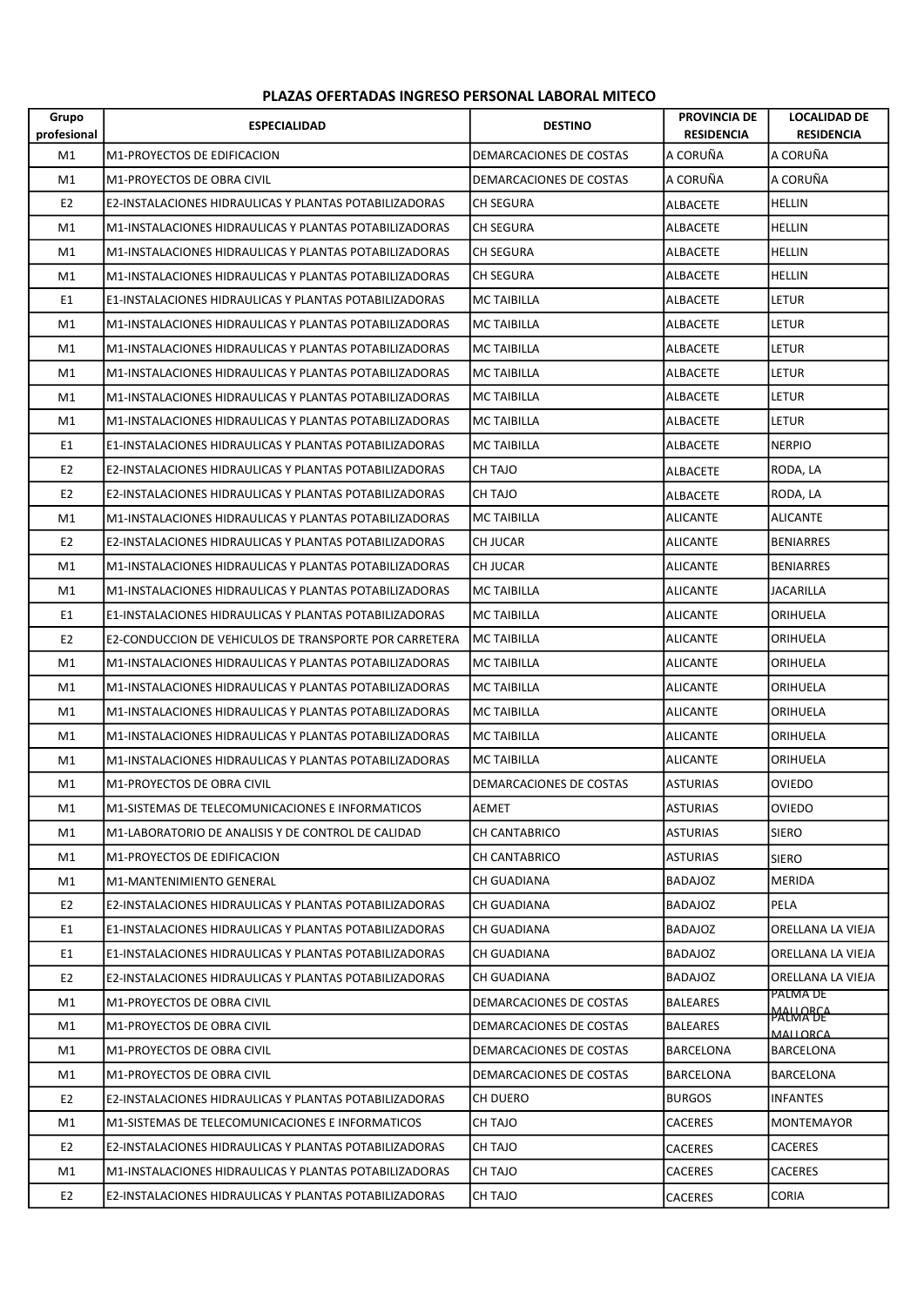### PLAZAS OFERTADAS INGRESO PERSONAL LABORAL MITECO

| Grupo profesional | ESPECIALIDAD | DESTINO | PROVINCIA DE RESIDENCIA | LOCALIDAD DE RESIDENCIA |
|---|---|---|---|---|
| M1 | M1-PROYECTOS DE EDIFICACION | DEMARCACIONES DE COSTAS | A CORUÑA | A CORUÑA |
| M1 | M1-PROYECTOS DE OBRA CIVIL | DEMARCACIONES DE COSTAS | A CORUÑA | A CORUÑA |
| E2 | E2-INSTALACIONES HIDRAULICAS Y PLANTAS POTABILIZADORAS | CH SEGURA | ALBACETE | HELLIN |
| M1 | M1-INSTALACIONES HIDRAULICAS Y PLANTAS POTABILIZADORAS | CH SEGURA | ALBACETE | HELLIN |
| M1 | M1-INSTALACIONES HIDRAULICAS Y PLANTAS POTABILIZADORAS | CH SEGURA | ALBACETE | HELLIN |
| M1 | M1-INSTALACIONES HIDRAULICAS Y PLANTAS POTABILIZADORAS | CH SEGURA | ALBACETE | HELLIN |
| E1 | E1-INSTALACIONES HIDRAULICAS Y PLANTAS POTABILIZADORAS | MC TAIBILLA | ALBACETE | LETUR |
| M1 | M1-INSTALACIONES HIDRAULICAS Y PLANTAS POTABILIZADORAS | MC TAIBILLA | ALBACETE | LETUR |
| M1 | M1-INSTALACIONES HIDRAULICAS Y PLANTAS POTABILIZADORAS | MC TAIBILLA | ALBACETE | LETUR |
| M1 | M1-INSTALACIONES HIDRAULICAS Y PLANTAS POTABILIZADORAS | MC TAIBILLA | ALBACETE | LETUR |
| M1 | M1-INSTALACIONES HIDRAULICAS Y PLANTAS POTABILIZADORAS | MC TAIBILLA | ALBACETE | LETUR |
| M1 | M1-INSTALACIONES HIDRAULICAS Y PLANTAS POTABILIZADORAS | MC TAIBILLA | ALBACETE | LETUR |
| E1 | E1-INSTALACIONES HIDRAULICAS Y PLANTAS POTABILIZADORAS | MC TAIBILLA | ALBACETE | NERPIO |
| E2 | E2-INSTALACIONES HIDRAULICAS Y PLANTAS POTABILIZADORAS | CH TAJO | ALBACETE | RODA, LA |
| E2 | E2-INSTALACIONES HIDRAULICAS Y PLANTAS POTABILIZADORAS | CH TAJO | ALBACETE | RODA, LA |
| M1 | M1-INSTALACIONES HIDRAULICAS Y PLANTAS POTABILIZADORAS | MC TAIBILLA | ALICANTE | ALICANTE |
| E2 | E2-INSTALACIONES HIDRAULICAS Y PLANTAS POTABILIZADORAS | CH JUCAR | ALICANTE | BENIARRES |
| M1 | M1-INSTALACIONES HIDRAULICAS Y PLANTAS POTABILIZADORAS | CH JUCAR | ALICANTE | BENIARRES |
| M1 | M1-INSTALACIONES HIDRAULICAS Y PLANTAS POTABILIZADORAS | MC TAIBILLA | ALICANTE | JACARILLA |
| E1 | E1-INSTALACIONES HIDRAULICAS Y PLANTAS POTABILIZADORAS | MC TAIBILLA | ALICANTE | ORIHUELA |
| E2 | E2-CONDUCCION DE VEHICULOS DE TRANSPORTE POR CARRETERA | MC TAIBILLA | ALICANTE | ORIHUELA |
| M1 | M1-INSTALACIONES HIDRAULICAS Y PLANTAS POTABILIZADORAS | MC TAIBILLA | ALICANTE | ORIHUELA |
| M1 | M1-INSTALACIONES HIDRAULICAS Y PLANTAS POTABILIZADORAS | MC TAIBILLA | ALICANTE | ORIHUELA |
| M1 | M1-INSTALACIONES HIDRAULICAS Y PLANTAS POTABILIZADORAS | MC TAIBILLA | ALICANTE | ORIHUELA |
| M1 | M1-INSTALACIONES HIDRAULICAS Y PLANTAS POTABILIZADORAS | MC TAIBILLA | ALICANTE | ORIHUELA |
| M1 | M1-INSTALACIONES HIDRAULICAS Y PLANTAS POTABILIZADORAS | MC TAIBILLA | ALICANTE | ORIHUELA |
| M1 | M1-PROYECTOS DE OBRA CIVIL | DEMARCACIONES DE COSTAS | ASTURIAS | OVIEDO |
| M1 | M1-SISTEMAS DE TELECOMUNICACIONES E INFORMATICOS | AEMET | ASTURIAS | OVIEDO |
| M1 | M1-LABORATORIO DE ANALISIS Y DE CONTROL DE CALIDAD | CH CANTABRICO | ASTURIAS | SIERO |
| M1 | M1-PROYECTOS DE EDIFICACION | CH CANTABRICO | ASTURIAS | SIERO |
| M1 | M1-MANTENIMIENTO GENERAL | CH GUADIANA | BADAJOZ | MERIDA |
| E2 | E2-INSTALACIONES HIDRAULICAS Y PLANTAS POTABILIZADORAS | CH GUADIANA | BADAJOZ | PELA |
| E1 | E1-INSTALACIONES HIDRAULICAS Y PLANTAS POTABILIZADORAS | CH GUADIANA | BADAJOZ | ORELLANA LA VIEJA |
| E1 | E1-INSTALACIONES HIDRAULICAS Y PLANTAS POTABILIZADORAS | CH GUADIANA | BADAJOZ | ORELLANA LA VIEJA |
| E2 | E2-INSTALACIONES HIDRAULICAS Y PLANTAS POTABILIZADORAS | CH GUADIANA | BADAJOZ | ORELLANA LA VIEJA |
| M1 | M1-PROYECTOS DE OBRA CIVIL | DEMARCACIONES DE COSTAS | BALEARES | PALMA DE MALLORCA |
| M1 | M1-PROYECTOS DE OBRA CIVIL | DEMARCACIONES DE COSTAS | BALEARES | PALMA DE MALLORCA |
| M1 | M1-PROYECTOS DE OBRA CIVIL | DEMARCACIONES DE COSTAS | BARCELONA | BARCELONA |
| M1 | M1-PROYECTOS DE OBRA CIVIL | DEMARCACIONES DE COSTAS | BARCELONA | BARCELONA |
| E2 | E2-INSTALACIONES HIDRAULICAS Y PLANTAS POTABILIZADORAS | CH DUERO | BURGOS | INFANTES |
| M1 | M1-SISTEMAS DE TELECOMUNICACIONES E INFORMATICOS | CH TAJO | CACERES | MONTEMAYOR |
| E2 | E2-INSTALACIONES HIDRAULICAS Y PLANTAS POTABILIZADORAS | CH TAJO | CACERES | CACERES |
| M1 | M1-INSTALACIONES HIDRAULICAS Y PLANTAS POTABILIZADORAS | CH TAJO | CACERES | CACERES |
| E2 | E2-INSTALACIONES HIDRAULICAS Y PLANTAS POTABILIZADORAS | CH TAJO | CACERES | CORIA |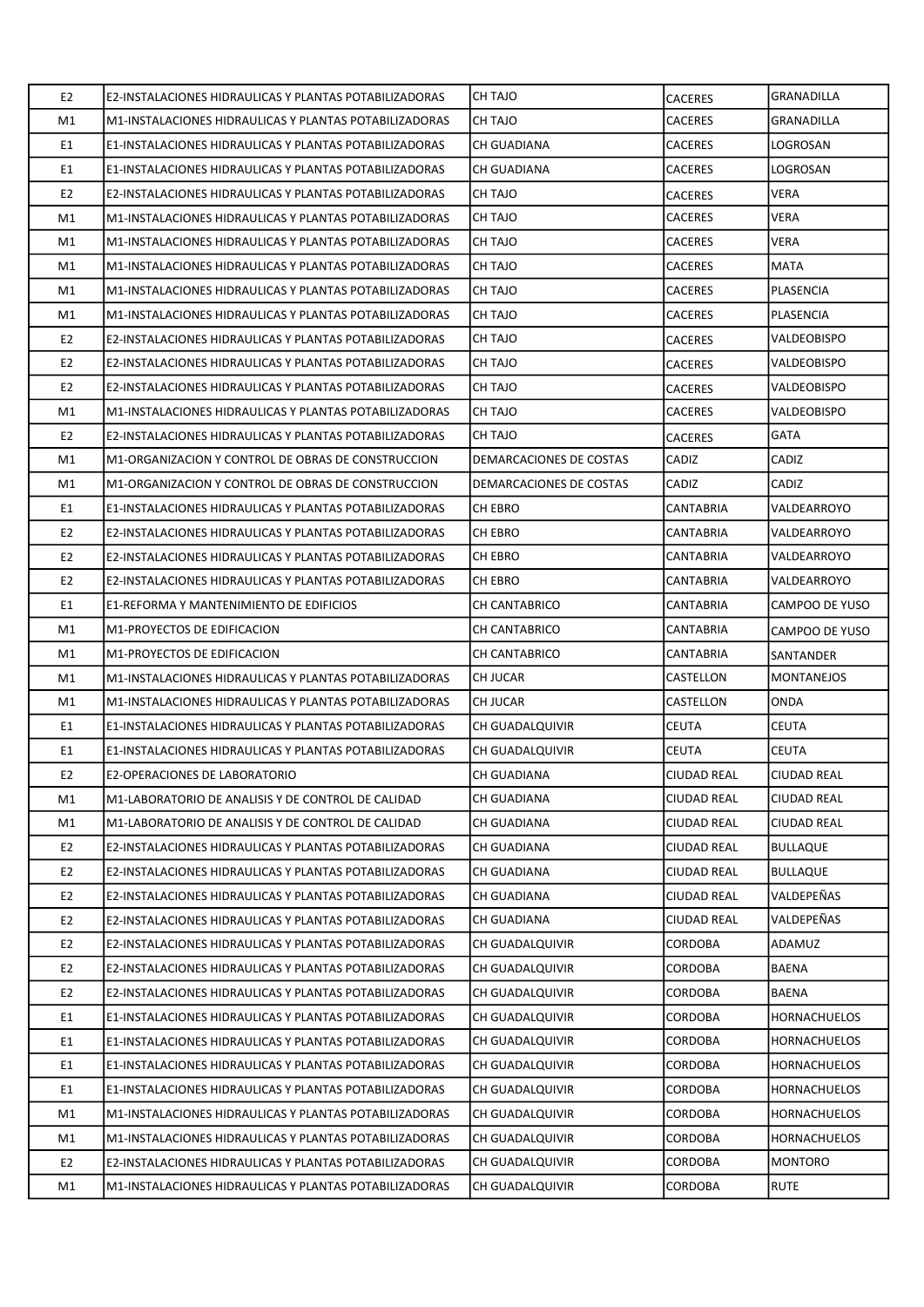| E2 | E2-INSTALACIONES HIDRAULICAS Y PLANTAS POTABILIZADORAS | CH TAJO | CACERES | GRANADILLA |
|---|---|---|---|---|
| M1 | M1-INSTALACIONES HIDRAULICAS Y PLANTAS POTABILIZADORAS | CH TAJO | CACERES | GRANADILLA |
| E1 | E1-INSTALACIONES HIDRAULICAS Y PLANTAS POTABILIZADORAS | CH GUADIANA | CACERES | LOGROSAN |
| E1 | E1-INSTALACIONES HIDRAULICAS Y PLANTAS POTABILIZADORAS | CH GUADIANA | CACERES | LOGROSAN |
| E2 | E2-INSTALACIONES HIDRAULICAS Y PLANTAS POTABILIZADORAS | CH TAJO | CACERES | VERA |
| M1 | M1-INSTALACIONES HIDRAULICAS Y PLANTAS POTABILIZADORAS | CH TAJO | CACERES | VERA |
| M1 | M1-INSTALACIONES HIDRAULICAS Y PLANTAS POTABILIZADORAS | CH TAJO | CACERES | VERA |
| M1 | M1-INSTALACIONES HIDRAULICAS Y PLANTAS POTABILIZADORAS | CH TAJO | CACERES | MATA |
| M1 | M1-INSTALACIONES HIDRAULICAS Y PLANTAS POTABILIZADORAS | CH TAJO | CACERES | PLASENCIA |
| M1 | M1-INSTALACIONES HIDRAULICAS Y PLANTAS POTABILIZADORAS | CH TAJO | CACERES | PLASENCIA |
| E2 | E2-INSTALACIONES HIDRAULICAS Y PLANTAS POTABILIZADORAS | CH TAJO | CACERES | VALDEOBISPO |
| E2 | E2-INSTALACIONES HIDRAULICAS Y PLANTAS POTABILIZADORAS | CH TAJO | CACERES | VALDEOBISPO |
| E2 | E2-INSTALACIONES HIDRAULICAS Y PLANTAS POTABILIZADORAS | CH TAJO | CACERES | VALDEOBISPO |
| M1 | M1-INSTALACIONES HIDRAULICAS Y PLANTAS POTABILIZADORAS | CH TAJO | CACERES | VALDEOBISPO |
| E2 | E2-INSTALACIONES HIDRAULICAS Y PLANTAS POTABILIZADORAS | CH TAJO | CACERES | GATA |
| M1 | M1-ORGANIZACION Y CONTROL DE OBRAS DE CONSTRUCCION | DEMARCACIONES DE COSTAS | CADIZ | CADIZ |
| M1 | M1-ORGANIZACION Y CONTROL DE OBRAS DE CONSTRUCCION | DEMARCACIONES DE COSTAS | CADIZ | CADIZ |
| E1 | E1-INSTALACIONES HIDRAULICAS Y PLANTAS POTABILIZADORAS | CH EBRO | CANTABRIA | VALDEARROYO |
| E2 | E2-INSTALACIONES HIDRAULICAS Y PLANTAS POTABILIZADORAS | CH EBRO | CANTABRIA | VALDEARROYO |
| E2 | E2-INSTALACIONES HIDRAULICAS Y PLANTAS POTABILIZADORAS | CH EBRO | CANTABRIA | VALDEARROYO |
| E2 | E2-INSTALACIONES HIDRAULICAS Y PLANTAS POTABILIZADORAS | CH EBRO | CANTABRIA | VALDEARROYO |
| E1 | E1-REFORMA Y MANTENIMIENTO DE EDIFICIOS | CH CANTABRICO | CANTABRIA | CAMPOO DE YUSO |
| M1 | M1-PROYECTOS DE EDIFICACION | CH CANTABRICO | CANTABRIA | CAMPOO DE YUSO |
| M1 | M1-PROYECTOS DE EDIFICACION | CH CANTABRICO | CANTABRIA | SANTANDER |
| M1 | M1-INSTALACIONES HIDRAULICAS Y PLANTAS POTABILIZADORAS | CH JUCAR | CASTELLON | MONTANEJOS |
| M1 | M1-INSTALACIONES HIDRAULICAS Y PLANTAS POTABILIZADORAS | CH JUCAR | CASTELLON | ONDA |
| E1 | E1-INSTALACIONES HIDRAULICAS Y PLANTAS POTABILIZADORAS | CH GUADALQUIVIR | CEUTA | CEUTA |
| E1 | E1-INSTALACIONES HIDRAULICAS Y PLANTAS POTABILIZADORAS | CH GUADALQUIVIR | CEUTA | CEUTA |
| E2 | E2-OPERACIONES DE LABORATORIO | CH GUADIANA | CIUDAD REAL | CIUDAD REAL |
| M1 | M1-LABORATORIO DE ANALISIS Y DE CONTROL DE CALIDAD | CH GUADIANA | CIUDAD REAL | CIUDAD REAL |
| M1 | M1-LABORATORIO DE ANALISIS Y DE CONTROL DE CALIDAD | CH GUADIANA | CIUDAD REAL | CIUDAD REAL |
| E2 | E2-INSTALACIONES HIDRAULICAS Y PLANTAS POTABILIZADORAS | CH GUADIANA | CIUDAD REAL | BULLAQUE |
| E2 | E2-INSTALACIONES HIDRAULICAS Y PLANTAS POTABILIZADORAS | CH GUADIANA | CIUDAD REAL | BULLAQUE |
| E2 | E2-INSTALACIONES HIDRAULICAS Y PLANTAS POTABILIZADORAS | CH GUADIANA | CIUDAD REAL | VALDEPEÑAS |
| E2 | E2-INSTALACIONES HIDRAULICAS Y PLANTAS POTABILIZADORAS | CH GUADIANA | CIUDAD REAL | VALDEPEÑAS |
| E2 | E2-INSTALACIONES HIDRAULICAS Y PLANTAS POTABILIZADORAS | CH GUADALQUIVIR | CORDOBA | ADAMUZ |
| E2 | E2-INSTALACIONES HIDRAULICAS Y PLANTAS POTABILIZADORAS | CH GUADALQUIVIR | CORDOBA | BAENA |
| E2 | E2-INSTALACIONES HIDRAULICAS Y PLANTAS POTABILIZADORAS | CH GUADALQUIVIR | CORDOBA | BAENA |
| E1 | E1-INSTALACIONES HIDRAULICAS Y PLANTAS POTABILIZADORAS | CH GUADALQUIVIR | CORDOBA | HORNACHUELOS |
| E1 | E1-INSTALACIONES HIDRAULICAS Y PLANTAS POTABILIZADORAS | CH GUADALQUIVIR | CORDOBA | HORNACHUELOS |
| E1 | E1-INSTALACIONES HIDRAULICAS Y PLANTAS POTABILIZADORAS | CH GUADALQUIVIR | CORDOBA | HORNACHUELOS |
| E1 | E1-INSTALACIONES HIDRAULICAS Y PLANTAS POTABILIZADORAS | CH GUADALQUIVIR | CORDOBA | HORNACHUELOS |
| M1 | M1-INSTALACIONES HIDRAULICAS Y PLANTAS POTABILIZADORAS | CH GUADALQUIVIR | CORDOBA | HORNACHUELOS |
| M1 | M1-INSTALACIONES HIDRAULICAS Y PLANTAS POTABILIZADORAS | CH GUADALQUIVIR | CORDOBA | HORNACHUELOS |
| E2 | E2-INSTALACIONES HIDRAULICAS Y PLANTAS POTABILIZADORAS | CH GUADALQUIVIR | CORDOBA | MONTORO |
| M1 | M1-INSTALACIONES HIDRAULICAS Y PLANTAS POTABILIZADORAS | CH GUADALQUIVIR | CORDOBA | RUTE |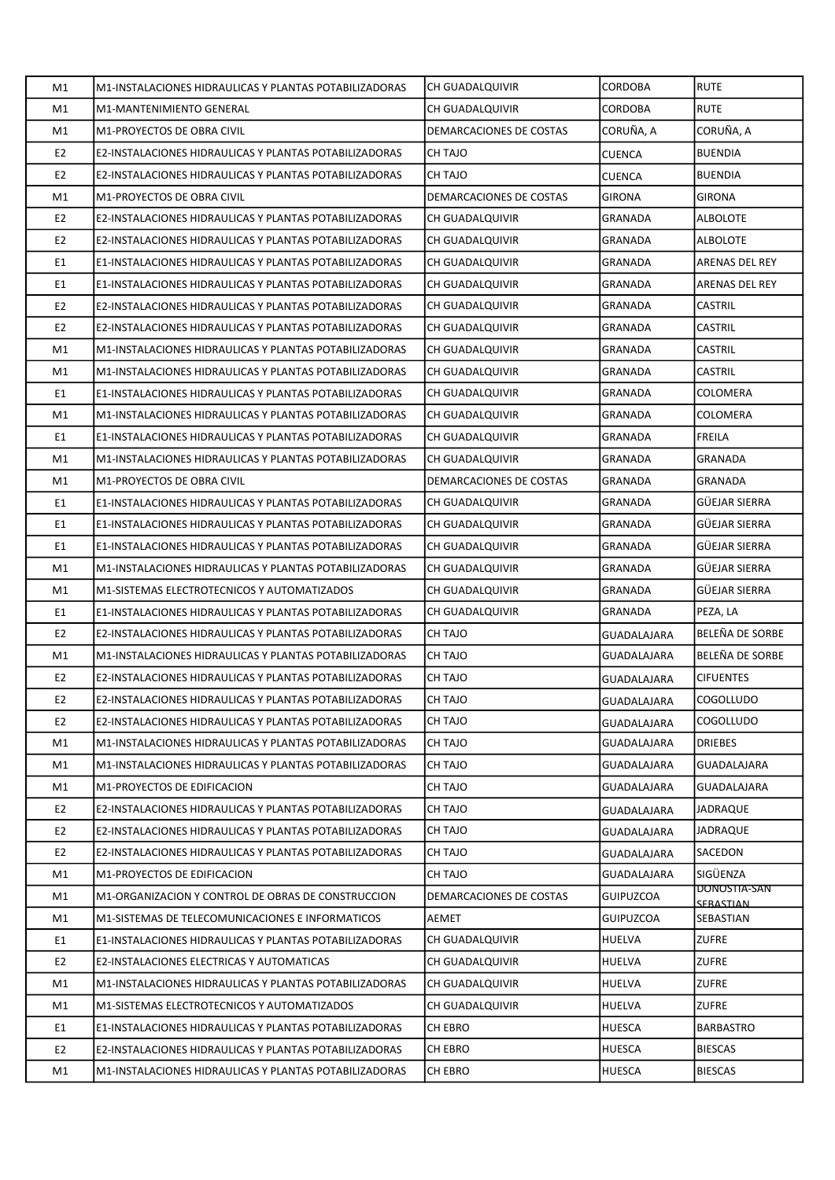| M1 | M1-INSTALACIONES HIDRAULICAS Y PLANTAS POTABILIZADORAS | CH GUADALQUIVIR | CORDOBA | RUTE |
|---|---|---|---|---|
| M1 | M1-MANTENIMIENTO GENERAL | CH GUADALQUIVIR | CORDOBA | RUTE |
| M1 | M1-PROYECTOS DE OBRA CIVIL | DEMARCACIONES DE COSTAS | CORUÑA, A | CORUÑA, A |
| E2 | E2-INSTALACIONES HIDRAULICAS Y PLANTAS POTABILIZADORAS | CH TAJO | CUENCA | BUENDIA |
| E2 | E2-INSTALACIONES HIDRAULICAS Y PLANTAS POTABILIZADORAS | CH TAJO | CUENCA | BUENDIA |
| M1 | M1-PROYECTOS DE OBRA CIVIL | DEMARCACIONES DE COSTAS | GIRONA | GIRONA |
| E2 | E2-INSTALACIONES HIDRAULICAS Y PLANTAS POTABILIZADORAS | CH GUADALQUIVIR | GRANADA | ALBOLOTE |
| E2 | E2-INSTALACIONES HIDRAULICAS Y PLANTAS POTABILIZADORAS | CH GUADALQUIVIR | GRANADA | ALBOLOTE |
| E1 | E1-INSTALACIONES HIDRAULICAS Y PLANTAS POTABILIZADORAS | CH GUADALQUIVIR | GRANADA | ARENAS DEL REY |
| E1 | E1-INSTALACIONES HIDRAULICAS Y PLANTAS POTABILIZADORAS | CH GUADALQUIVIR | GRANADA | ARENAS DEL REY |
| E2 | E2-INSTALACIONES HIDRAULICAS Y PLANTAS POTABILIZADORAS | CH GUADALQUIVIR | GRANADA | CASTRIL |
| E2 | E2-INSTALACIONES HIDRAULICAS Y PLANTAS POTABILIZADORAS | CH GUADALQUIVIR | GRANADA | CASTRIL |
| M1 | M1-INSTALACIONES HIDRAULICAS Y PLANTAS POTABILIZADORAS | CH GUADALQUIVIR | GRANADA | CASTRIL |
| M1 | M1-INSTALACIONES HIDRAULICAS Y PLANTAS POTABILIZADORAS | CH GUADALQUIVIR | GRANADA | CASTRIL |
| E1 | E1-INSTALACIONES HIDRAULICAS Y PLANTAS POTABILIZADORAS | CH GUADALQUIVIR | GRANADA | COLOMERA |
| M1 | M1-INSTALACIONES HIDRAULICAS Y PLANTAS POTABILIZADORAS | CH GUADALQUIVIR | GRANADA | COLOMERA |
| E1 | E1-INSTALACIONES HIDRAULICAS Y PLANTAS POTABILIZADORAS | CH GUADALQUIVIR | GRANADA | FREILA |
| M1 | M1-INSTALACIONES HIDRAULICAS Y PLANTAS POTABILIZADORAS | CH GUADALQUIVIR | GRANADA | GRANADA |
| M1 | M1-PROYECTOS DE OBRA CIVIL | DEMARCACIONES DE COSTAS | GRANADA | GRANADA |
| E1 | E1-INSTALACIONES HIDRAULICAS Y PLANTAS POTABILIZADORAS | CH GUADALQUIVIR | GRANADA | GÜEJAR SIERRA |
| E1 | E1-INSTALACIONES HIDRAULICAS Y PLANTAS POTABILIZADORAS | CH GUADALQUIVIR | GRANADA | GÜEJAR SIERRA |
| E1 | E1-INSTALACIONES HIDRAULICAS Y PLANTAS POTABILIZADORAS | CH GUADALQUIVIR | GRANADA | GÜEJAR SIERRA |
| M1 | M1-INSTALACIONES HIDRAULICAS Y PLANTAS POTABILIZADORAS | CH GUADALQUIVIR | GRANADA | GÜEJAR SIERRA |
| M1 | M1-SISTEMAS ELECTROTECNICOS Y AUTOMATIZADOS | CH GUADALQUIVIR | GRANADA | GÜEJAR SIERRA |
| E1 | E1-INSTALACIONES HIDRAULICAS Y PLANTAS POTABILIZADORAS | CH GUADALQUIVIR | GRANADA | PEZA, LA |
| E2 | E2-INSTALACIONES HIDRAULICAS Y PLANTAS POTABILIZADORAS | CH TAJO | GUADALAJARA | BELEÑA DE SORBE |
| M1 | M1-INSTALACIONES HIDRAULICAS Y PLANTAS POTABILIZADORAS | CH TAJO | GUADALAJARA | BELEÑA DE SORBE |
| E2 | E2-INSTALACIONES HIDRAULICAS Y PLANTAS POTABILIZADORAS | CH TAJO | GUADALAJARA | CIFUENTES |
| E2 | E2-INSTALACIONES HIDRAULICAS Y PLANTAS POTABILIZADORAS | CH TAJO | GUADALAJARA | COGOLLUDO |
| E2 | E2-INSTALACIONES HIDRAULICAS Y PLANTAS POTABILIZADORAS | CH TAJO | GUADALAJARA | COGOLLUDO |
| M1 | M1-INSTALACIONES HIDRAULICAS Y PLANTAS POTABILIZADORAS | CH TAJO | GUADALAJARA | DRIEBES |
| M1 | M1-INSTALACIONES HIDRAULICAS Y PLANTAS POTABILIZADORAS | CH TAJO | GUADALAJARA | GUADALAJARA |
| M1 | M1-PROYECTOS DE EDIFICACION | CH TAJO | GUADALAJARA | GUADALAJARA |
| E2 | E2-INSTALACIONES HIDRAULICAS Y PLANTAS POTABILIZADORAS | CH TAJO | GUADALAJARA | JADRAQUE |
| E2 | E2-INSTALACIONES HIDRAULICAS Y PLANTAS POTABILIZADORAS | CH TAJO | GUADALAJARA | JADRAQUE |
| E2 | E2-INSTALACIONES HIDRAULICAS Y PLANTAS POTABILIZADORAS | CH TAJO | GUADALAJARA | SACEDON |
| M1 | M1-PROYECTOS DE EDIFICACION | CH TAJO | GUADALAJARA | SIGÜENZA |
| M1 | M1-ORGANIZACION Y CONTROL DE OBRAS DE CONSTRUCCION | DEMARCACIONES DE COSTAS | GUIPUZCOA | DONOSTIA-SAN SEBASTIAN |
| M1 | M1-SISTEMAS DE TELECOMUNICACIONES E INFORMATICOS | AEMET | GUIPUZCOA | SEBASTIAN |
| E1 | E1-INSTALACIONES HIDRAULICAS Y PLANTAS POTABILIZADORAS | CH GUADALQUIVIR | HUELVA | ZUFRE |
| E2 | E2-INSTALACIONES ELECTRICAS Y AUTOMATICAS | CH GUADALQUIVIR | HUELVA | ZUFRE |
| M1 | M1-INSTALACIONES HIDRAULICAS Y PLANTAS POTABILIZADORAS | CH GUADALQUIVIR | HUELVA | ZUFRE |
| M1 | M1-SISTEMAS ELECTROTECNICOS Y AUTOMATIZADOS | CH GUADALQUIVIR | HUELVA | ZUFRE |
| E1 | E1-INSTALACIONES HIDRAULICAS Y PLANTAS POTABILIZADORAS | CH EBRO | HUESCA | BARBASTRO |
| E2 | E2-INSTALACIONES HIDRAULICAS Y PLANTAS POTABILIZADORAS | CH EBRO | HUESCA | BIESCAS |
| M1 | M1-INSTALACIONES HIDRAULICAS Y PLANTAS POTABILIZADORAS | CH EBRO | HUESCA | BIESCAS |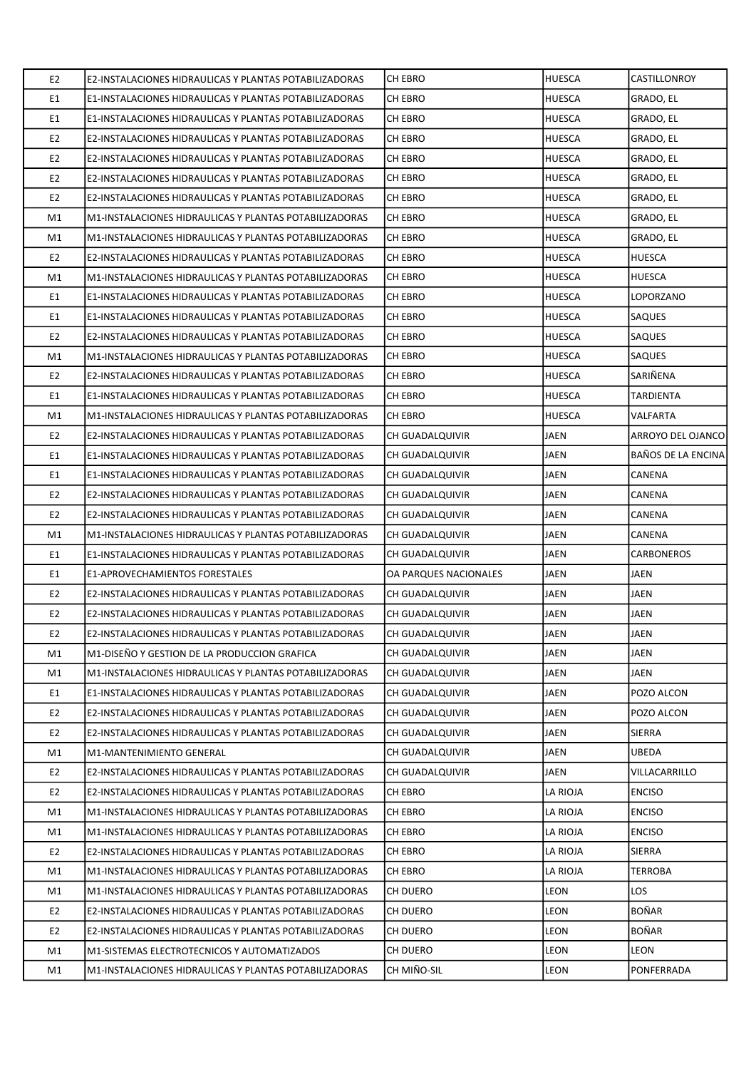| | | | | |
|---|---|---|---|---|
| E2 | E2-INSTALACIONES HIDRAULICAS Y PLANTAS POTABILIZADORAS | CH EBRO | HUESCA | CASTILLONROY |
| E1 | E1-INSTALACIONES HIDRAULICAS Y PLANTAS POTABILIZADORAS | CH EBRO | HUESCA | GRADO, EL |
| E1 | E1-INSTALACIONES HIDRAULICAS Y PLANTAS POTABILIZADORAS | CH EBRO | HUESCA | GRADO, EL |
| E2 | E2-INSTALACIONES HIDRAULICAS Y PLANTAS POTABILIZADORAS | CH EBRO | HUESCA | GRADO, EL |
| E2 | E2-INSTALACIONES HIDRAULICAS Y PLANTAS POTABILIZADORAS | CH EBRO | HUESCA | GRADO, EL |
| E2 | E2-INSTALACIONES HIDRAULICAS Y PLANTAS POTABILIZADORAS | CH EBRO | HUESCA | GRADO, EL |
| E2 | E2-INSTALACIONES HIDRAULICAS Y PLANTAS POTABILIZADORAS | CH EBRO | HUESCA | GRADO, EL |
| M1 | M1-INSTALACIONES HIDRAULICAS Y PLANTAS POTABILIZADORAS | CH EBRO | HUESCA | GRADO, EL |
| M1 | M1-INSTALACIONES HIDRAULICAS Y PLANTAS POTABILIZADORAS | CH EBRO | HUESCA | GRADO, EL |
| E2 | E2-INSTALACIONES HIDRAULICAS Y PLANTAS POTABILIZADORAS | CH EBRO | HUESCA | HUESCA |
| M1 | M1-INSTALACIONES HIDRAULICAS Y PLANTAS POTABILIZADORAS | CH EBRO | HUESCA | HUESCA |
| E1 | E1-INSTALACIONES HIDRAULICAS Y PLANTAS POTABILIZADORAS | CH EBRO | HUESCA | LOPORZANO |
| E1 | E1-INSTALACIONES HIDRAULICAS Y PLANTAS POTABILIZADORAS | CH EBRO | HUESCA | SAQUES |
| E2 | E2-INSTALACIONES HIDRAULICAS Y PLANTAS POTABILIZADORAS | CH EBRO | HUESCA | SAQUES |
| M1 | M1-INSTALACIONES HIDRAULICAS Y PLANTAS POTABILIZADORAS | CH EBRO | HUESCA | SAQUES |
| E2 | E2-INSTALACIONES HIDRAULICAS Y PLANTAS POTABILIZADORAS | CH EBRO | HUESCA | SARIÑENA |
| E1 | E1-INSTALACIONES HIDRAULICAS Y PLANTAS POTABILIZADORAS | CH EBRO | HUESCA | TARDIENTA |
| M1 | M1-INSTALACIONES HIDRAULICAS Y PLANTAS POTABILIZADORAS | CH EBRO | HUESCA | VALFARTA |
| E2 | E2-INSTALACIONES HIDRAULICAS Y PLANTAS POTABILIZADORAS | CH GUADALQUIVIR | JAEN | ARROYO DEL OJANCO |
| E1 | E1-INSTALACIONES HIDRAULICAS Y PLANTAS POTABILIZADORAS | CH GUADALQUIVIR | JAEN | BAÑOS DE LA ENCINA |
| E1 | E1-INSTALACIONES HIDRAULICAS Y PLANTAS POTABILIZADORAS | CH GUADALQUIVIR | JAEN | CANENA |
| E2 | E2-INSTALACIONES HIDRAULICAS Y PLANTAS POTABILIZADORAS | CH GUADALQUIVIR | JAEN | CANENA |
| E2 | E2-INSTALACIONES HIDRAULICAS Y PLANTAS POTABILIZADORAS | CH GUADALQUIVIR | JAEN | CANENA |
| M1 | M1-INSTALACIONES HIDRAULICAS Y PLANTAS POTABILIZADORAS | CH GUADALQUIVIR | JAEN | CANENA |
| E1 | E1-INSTALACIONES HIDRAULICAS Y PLANTAS POTABILIZADORAS | CH GUADALQUIVIR | JAEN | CARBONEROS |
| E1 | E1-APROVECHAMIENTOS FORESTALES | OA PARQUES NACIONALES | JAEN | JAEN |
| E2 | E2-INSTALACIONES HIDRAULICAS Y PLANTAS POTABILIZADORAS | CH GUADALQUIVIR | JAEN | JAEN |
| E2 | E2-INSTALACIONES HIDRAULICAS Y PLANTAS POTABILIZADORAS | CH GUADALQUIVIR | JAEN | JAEN |
| E2 | E2-INSTALACIONES HIDRAULICAS Y PLANTAS POTABILIZADORAS | CH GUADALQUIVIR | JAEN | JAEN |
| M1 | M1-DISEÑO Y GESTION DE LA PRODUCCION GRAFICA | CH GUADALQUIVIR | JAEN | JAEN |
| M1 | M1-INSTALACIONES HIDRAULICAS Y PLANTAS POTABILIZADORAS | CH GUADALQUIVIR | JAEN | JAEN |
| E1 | E1-INSTALACIONES HIDRAULICAS Y PLANTAS POTABILIZADORAS | CH GUADALQUIVIR | JAEN | POZO ALCON |
| E2 | E2-INSTALACIONES HIDRAULICAS Y PLANTAS POTABILIZADORAS | CH GUADALQUIVIR | JAEN | POZO ALCON |
| E2 | E2-INSTALACIONES HIDRAULICAS Y PLANTAS POTABILIZADORAS | CH GUADALQUIVIR | JAEN | SIERRA |
| M1 | M1-MANTENIMIENTO GENERAL | CH GUADALQUIVIR | JAEN | UBEDA |
| E2 | E2-INSTALACIONES HIDRAULICAS Y PLANTAS POTABILIZADORAS | CH GUADALQUIVIR | JAEN | VILLACARRILLO |
| E2 | E2-INSTALACIONES HIDRAULICAS Y PLANTAS POTABILIZADORAS | CH EBRO | LA RIOJA | ENCISO |
| M1 | M1-INSTALACIONES HIDRAULICAS Y PLANTAS POTABILIZADORAS | CH EBRO | LA RIOJA | ENCISO |
| M1 | M1-INSTALACIONES HIDRAULICAS Y PLANTAS POTABILIZADORAS | CH EBRO | LA RIOJA | ENCISO |
| E2 | E2-INSTALACIONES HIDRAULICAS Y PLANTAS POTABILIZADORAS | CH EBRO | LA RIOJA | SIERRA |
| M1 | M1-INSTALACIONES HIDRAULICAS Y PLANTAS POTABILIZADORAS | CH EBRO | LA RIOJA | TERROBA |
| M1 | M1-INSTALACIONES HIDRAULICAS Y PLANTAS POTABILIZADORAS | CH DUERO | LEON | LOS |
| E2 | E2-INSTALACIONES HIDRAULICAS Y PLANTAS POTABILIZADORAS | CH DUERO | LEON | BOÑAR |
| E2 | E2-INSTALACIONES HIDRAULICAS Y PLANTAS POTABILIZADORAS | CH DUERO | LEON | BOÑAR |
| M1 | M1-SISTEMAS ELECTROTECNICOS Y AUTOMATIZADOS | CH DUERO | LEON | LEON |
| M1 | M1-INSTALACIONES HIDRAULICAS Y PLANTAS POTABILIZADORAS | CH MIÑO-SIL | LEON | PONFERRADA |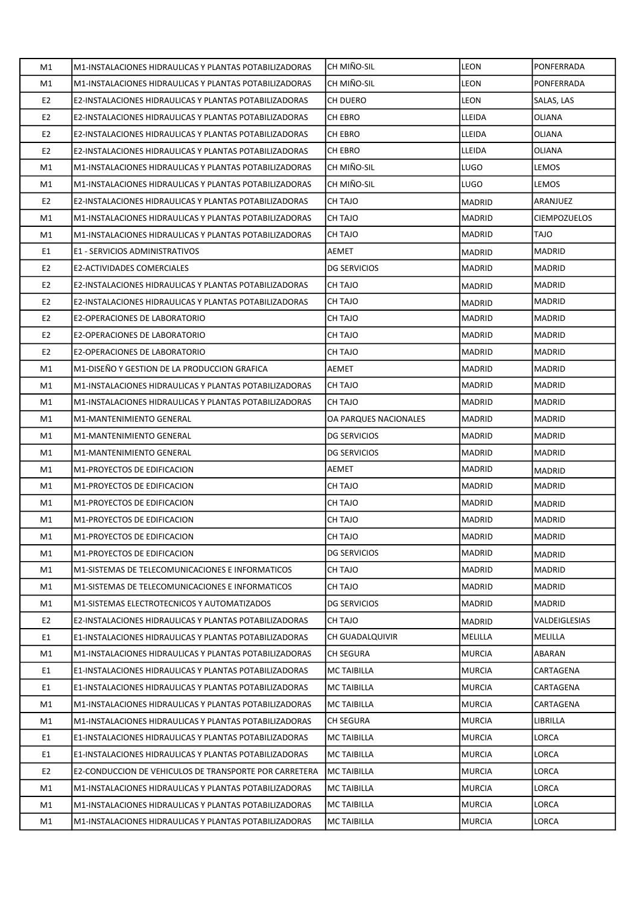| M1 | M1-INSTALACIONES HIDRAULICAS Y PLANTAS POTABILIZADORAS | CH MIÑO-SIL | LEON | PONFERRADA |
|---|---|---|---|---|
| M1 | M1-INSTALACIONES HIDRAULICAS Y PLANTAS POTABILIZADORAS | CH MIÑO-SIL | LEON | PONFERRADA |
| E2 | E2-INSTALACIONES HIDRAULICAS Y PLANTAS POTABILIZADORAS | CH DUERO | LEON | SALAS, LAS |
| E2 | E2-INSTALACIONES HIDRAULICAS Y PLANTAS POTABILIZADORAS | CH EBRO | LLEIDA | OLIANA |
| E2 | E2-INSTALACIONES HIDRAULICAS Y PLANTAS POTABILIZADORAS | CH EBRO | LLEIDA | OLIANA |
| E2 | E2-INSTALACIONES HIDRAULICAS Y PLANTAS POTABILIZADORAS | CH EBRO | LLEIDA | OLIANA |
| M1 | M1-INSTALACIONES HIDRAULICAS Y PLANTAS POTABILIZADORAS | CH MIÑO-SIL | LUGO | LEMOS |
| M1 | M1-INSTALACIONES HIDRAULICAS Y PLANTAS POTABILIZADORAS | CH MIÑO-SIL | LUGO | LEMOS |
| E2 | E2-INSTALACIONES HIDRAULICAS Y PLANTAS POTABILIZADORAS | CH TAJO | MADRID | ARANJUEZ |
| M1 | M1-INSTALACIONES HIDRAULICAS Y PLANTAS POTABILIZADORAS | CH TAJO | MADRID | CIEMPOZUELOS |
| M1 | M1-INSTALACIONES HIDRAULICAS Y PLANTAS POTABILIZADORAS | CH TAJO | MADRID | TAJO |
| E1 | E1 - SERVICIOS ADMINISTRATIVOS | AEMET | MADRID | MADRID |
| E2 | E2-ACTIVIDADES COMERCIALES | DG SERVICIOS | MADRID | MADRID |
| E2 | E2-INSTALACIONES HIDRAULICAS Y PLANTAS POTABILIZADORAS | CH TAJO | MADRID | MADRID |
| E2 | E2-INSTALACIONES HIDRAULICAS Y PLANTAS POTABILIZADORAS | CH TAJO | MADRID | MADRID |
| E2 | E2-OPERACIONES DE LABORATORIO | CH TAJO | MADRID | MADRID |
| E2 | E2-OPERACIONES DE LABORATORIO | CH TAJO | MADRID | MADRID |
| E2 | E2-OPERACIONES DE LABORATORIO | CH TAJO | MADRID | MADRID |
| M1 | M1-DISEÑO Y GESTION DE LA PRODUCCION GRAFICA | AEMET | MADRID | MADRID |
| M1 | M1-INSTALACIONES HIDRAULICAS Y PLANTAS POTABILIZADORAS | CH TAJO | MADRID | MADRID |
| M1 | M1-INSTALACIONES HIDRAULICAS Y PLANTAS POTABILIZADORAS | CH TAJO | MADRID | MADRID |
| M1 | M1-MANTENIMIENTO GENERAL | OA PARQUES NACIONALES | MADRID | MADRID |
| M1 | M1-MANTENIMIENTO GENERAL | DG SERVICIOS | MADRID | MADRID |
| M1 | M1-MANTENIMIENTO GENERAL | DG SERVICIOS | MADRID | MADRID |
| M1 | M1-PROYECTOS DE EDIFICACION | AEMET | MADRID | MADRID |
| M1 | M1-PROYECTOS DE EDIFICACION | CH TAJO | MADRID | MADRID |
| M1 | M1-PROYECTOS DE EDIFICACION | CH TAJO | MADRID | MADRID |
| M1 | M1-PROYECTOS DE EDIFICACION | CH TAJO | MADRID | MADRID |
| M1 | M1-PROYECTOS DE EDIFICACION | CH TAJO | MADRID | MADRID |
| M1 | M1-PROYECTOS DE EDIFICACION | DG SERVICIOS | MADRID | MADRID |
| M1 | M1-SISTEMAS DE TELECOMUNICACIONES E INFORMATICOS | CH TAJO | MADRID | MADRID |
| M1 | M1-SISTEMAS DE TELECOMUNICACIONES E INFORMATICOS | CH TAJO | MADRID | MADRID |
| M1 | M1-SISTEMAS ELECTROTECNICOS Y AUTOMATIZADOS | DG SERVICIOS | MADRID | MADRID |
| E2 | E2-INSTALACIONES HIDRAULICAS Y PLANTAS POTABILIZADORAS | CH TAJO | MADRID | VALDEIGLESIAS |
| E1 | E1-INSTALACIONES HIDRAULICAS Y PLANTAS POTABILIZADORAS | CH GUADALQUIVIR | MELILLA | MELILLA |
| M1 | M1-INSTALACIONES HIDRAULICAS Y PLANTAS POTABILIZADORAS | CH SEGURA | MURCIA | ABARAN |
| E1 | E1-INSTALACIONES HIDRAULICAS Y PLANTAS POTABILIZADORAS | MC TAIBILLA | MURCIA | CARTAGENA |
| E1 | E1-INSTALACIONES HIDRAULICAS Y PLANTAS POTABILIZADORAS | MC TAIBILLA | MURCIA | CARTAGENA |
| M1 | M1-INSTALACIONES HIDRAULICAS Y PLANTAS POTABILIZADORAS | MC TAIBILLA | MURCIA | CARTAGENA |
| M1 | M1-INSTALACIONES HIDRAULICAS Y PLANTAS POTABILIZADORAS | CH SEGURA | MURCIA | LIBRILLA |
| E1 | E1-INSTALACIONES HIDRAULICAS Y PLANTAS POTABILIZADORAS | MC TAIBILLA | MURCIA | LORCA |
| E1 | E1-INSTALACIONES HIDRAULICAS Y PLANTAS POTABILIZADORAS | MC TAIBILLA | MURCIA | LORCA |
| E2 | E2-CONDUCCION DE VEHICULOS DE TRANSPORTE POR CARRETERA | MC TAIBILLA | MURCIA | LORCA |
| M1 | M1-INSTALACIONES HIDRAULICAS Y PLANTAS POTABILIZADORAS | MC TAIBILLA | MURCIA | LORCA |
| M1 | M1-INSTALACIONES HIDRAULICAS Y PLANTAS POTABILIZADORAS | MC TAIBILLA | MURCIA | LORCA |
| M1 | M1-INSTALACIONES HIDRAULICAS Y PLANTAS POTABILIZADORAS | MC TAIBILLA | MURCIA | LORCA |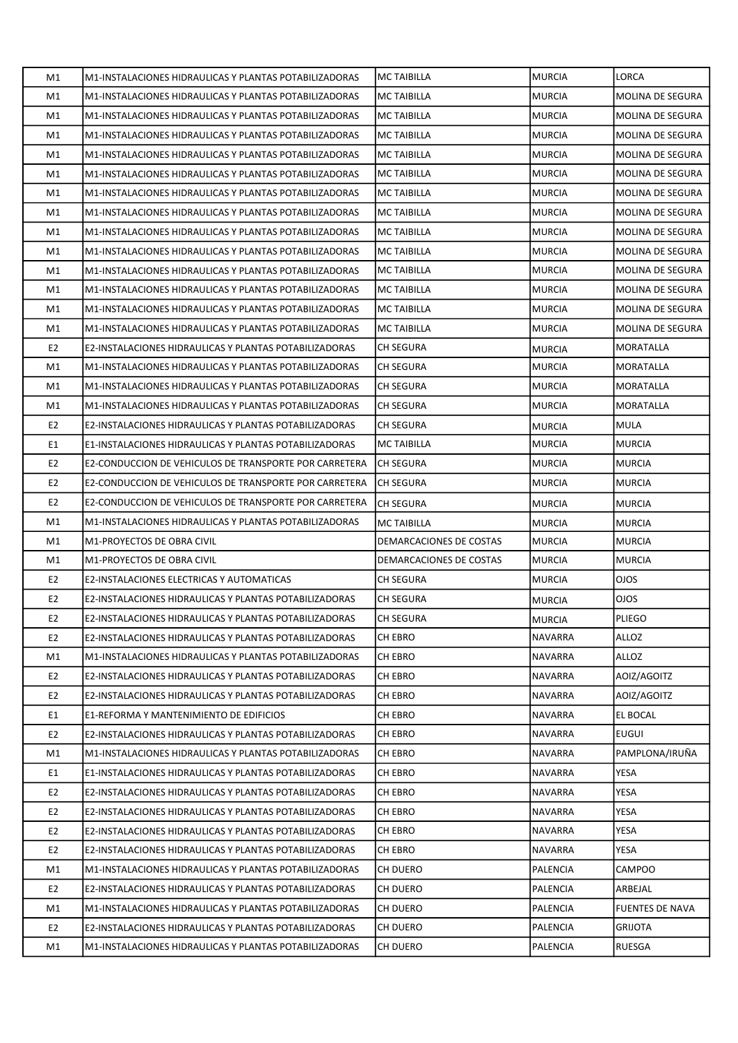| M1 | M1-INSTALACIONES HIDRAULICAS Y PLANTAS POTABILIZADORAS | MC TAIBILLA | MURCIA | LORCA |
|---|---|---|---|---|
| M1 | M1-INSTALACIONES HIDRAULICAS Y PLANTAS POTABILIZADORAS | MC TAIBILLA | MURCIA | MOLINA DE SEGURA |
| M1 | M1-INSTALACIONES HIDRAULICAS Y PLANTAS POTABILIZADORAS | MC TAIBILLA | MURCIA | MOLINA DE SEGURA |
| M1 | M1-INSTALACIONES HIDRAULICAS Y PLANTAS POTABILIZADORAS | MC TAIBILLA | MURCIA | MOLINA DE SEGURA |
| M1 | M1-INSTALACIONES HIDRAULICAS Y PLANTAS POTABILIZADORAS | MC TAIBILLA | MURCIA | MOLINA DE SEGURA |
| M1 | M1-INSTALACIONES HIDRAULICAS Y PLANTAS POTABILIZADORAS | MC TAIBILLA | MURCIA | MOLINA DE SEGURA |
| M1 | M1-INSTALACIONES HIDRAULICAS Y PLANTAS POTABILIZADORAS | MC TAIBILLA | MURCIA | MOLINA DE SEGURA |
| M1 | M1-INSTALACIONES HIDRAULICAS Y PLANTAS POTABILIZADORAS | MC TAIBILLA | MURCIA | MOLINA DE SEGURA |
| M1 | M1-INSTALACIONES HIDRAULICAS Y PLANTAS POTABILIZADORAS | MC TAIBILLA | MURCIA | MOLINA DE SEGURA |
| M1 | M1-INSTALACIONES HIDRAULICAS Y PLANTAS POTABILIZADORAS | MC TAIBILLA | MURCIA | MOLINA DE SEGURA |
| M1 | M1-INSTALACIONES HIDRAULICAS Y PLANTAS POTABILIZADORAS | MC TAIBILLA | MURCIA | MOLINA DE SEGURA |
| M1 | M1-INSTALACIONES HIDRAULICAS Y PLANTAS POTABILIZADORAS | MC TAIBILLA | MURCIA | MOLINA DE SEGURA |
| M1 | M1-INSTALACIONES HIDRAULICAS Y PLANTAS POTABILIZADORAS | MC TAIBILLA | MURCIA | MOLINA DE SEGURA |
| M1 | M1-INSTALACIONES HIDRAULICAS Y PLANTAS POTABILIZADORAS | MC TAIBILLA | MURCIA | MOLINA DE SEGURA |
| E2 | E2-INSTALACIONES HIDRAULICAS Y PLANTAS POTABILIZADORAS | CH SEGURA | MURCIA | MORATALLA |
| M1 | M1-INSTALACIONES HIDRAULICAS Y PLANTAS POTABILIZADORAS | CH SEGURA | MURCIA | MORATALLA |
| M1 | M1-INSTALACIONES HIDRAULICAS Y PLANTAS POTABILIZADORAS | CH SEGURA | MURCIA | MORATALLA |
| M1 | M1-INSTALACIONES HIDRAULICAS Y PLANTAS POTABILIZADORAS | CH SEGURA | MURCIA | MORATALLA |
| E2 | E2-INSTALACIONES HIDRAULICAS Y PLANTAS POTABILIZADORAS | CH SEGURA | MURCIA | MULA |
| E1 | E1-INSTALACIONES HIDRAULICAS Y PLANTAS POTABILIZADORAS | MC TAIBILLA | MURCIA | MURCIA |
| E2 | E2-CONDUCCION DE VEHICULOS DE TRANSPORTE POR CARRETERA | CH SEGURA | MURCIA | MURCIA |
| E2 | E2-CONDUCCION DE VEHICULOS DE TRANSPORTE POR CARRETERA | CH SEGURA | MURCIA | MURCIA |
| E2 | E2-CONDUCCION DE VEHICULOS DE TRANSPORTE POR CARRETERA | CH SEGURA | MURCIA | MURCIA |
| M1 | M1-INSTALACIONES HIDRAULICAS Y PLANTAS POTABILIZADORAS | MC TAIBILLA | MURCIA | MURCIA |
| M1 | M1-PROYECTOS DE OBRA CIVIL | DEMARCACIONES DE COSTAS | MURCIA | MURCIA |
| M1 | M1-PROYECTOS DE OBRA CIVIL | DEMARCACIONES DE COSTAS | MURCIA | MURCIA |
| E2 | E2-INSTALACIONES ELECTRICAS Y AUTOMATICAS | CH SEGURA | MURCIA | OJOS |
| E2 | E2-INSTALACIONES HIDRAULICAS Y PLANTAS POTABILIZADORAS | CH SEGURA | MURCIA | OJOS |
| E2 | E2-INSTALACIONES HIDRAULICAS Y PLANTAS POTABILIZADORAS | CH SEGURA | MURCIA | PLIEGO |
| E2 | E2-INSTALACIONES HIDRAULICAS Y PLANTAS POTABILIZADORAS | CH EBRO | NAVARRA | ALLOZ |
| M1 | M1-INSTALACIONES HIDRAULICAS Y PLANTAS POTABILIZADORAS | CH EBRO | NAVARRA | ALLOZ |
| E2 | E2-INSTALACIONES HIDRAULICAS Y PLANTAS POTABILIZADORAS | CH EBRO | NAVARRA | AOIZ/AGOITZ |
| E2 | E2-INSTALACIONES HIDRAULICAS Y PLANTAS POTABILIZADORAS | CH EBRO | NAVARRA | AOIZ/AGOITZ |
| E1 | E1-REFORMA Y MANTENIMIENTO DE EDIFICIOS | CH EBRO | NAVARRA | EL BOCAL |
| E2 | E2-INSTALACIONES HIDRAULICAS Y PLANTAS POTABILIZADORAS | CH EBRO | NAVARRA | EUGUI |
| M1 | M1-INSTALACIONES HIDRAULICAS Y PLANTAS POTABILIZADORAS | CH EBRO | NAVARRA | PAMPLONA/IRUÑA |
| E1 | E1-INSTALACIONES HIDRAULICAS Y PLANTAS POTABILIZADORAS | CH EBRO | NAVARRA | YESA |
| E2 | E2-INSTALACIONES HIDRAULICAS Y PLANTAS POTABILIZADORAS | CH EBRO | NAVARRA | YESA |
| E2 | E2-INSTALACIONES HIDRAULICAS Y PLANTAS POTABILIZADORAS | CH EBRO | NAVARRA | YESA |
| E2 | E2-INSTALACIONES HIDRAULICAS Y PLANTAS POTABILIZADORAS | CH EBRO | NAVARRA | YESA |
| E2 | E2-INSTALACIONES HIDRAULICAS Y PLANTAS POTABILIZADORAS | CH EBRO | NAVARRA | YESA |
| M1 | M1-INSTALACIONES HIDRAULICAS Y PLANTAS POTABILIZADORAS | CH DUERO | PALENCIA | CAMPOO |
| E2 | E2-INSTALACIONES HIDRAULICAS Y PLANTAS POTABILIZADORAS | CH DUERO | PALENCIA | ARBEJAL |
| M1 | M1-INSTALACIONES HIDRAULICAS Y PLANTAS POTABILIZADORAS | CH DUERO | PALENCIA | FUENTES DE NAVA |
| E2 | E2-INSTALACIONES HIDRAULICAS Y PLANTAS POTABILIZADORAS | CH DUERO | PALENCIA | GRIJOTA |
| M1 | M1-INSTALACIONES HIDRAULICAS Y PLANTAS POTABILIZADORAS | CH DUERO | PALENCIA | RUESGA |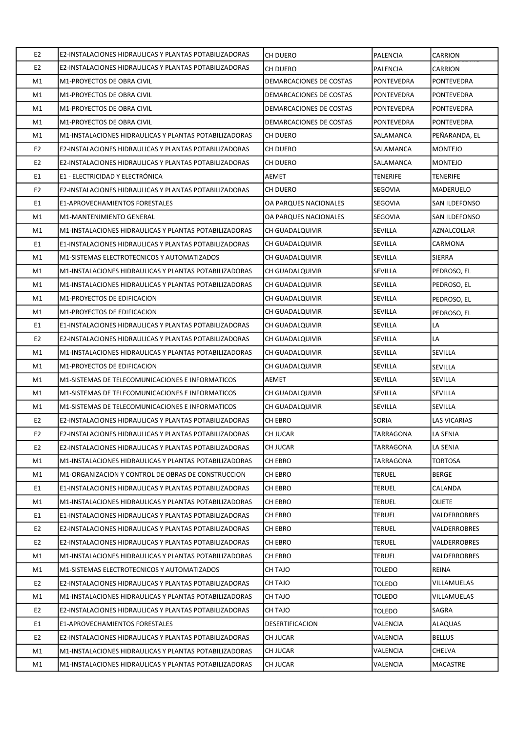| E2 | E2-INSTALACIONES HIDRAULICAS Y PLANTAS POTABILIZADORAS | CH DUERO | PALENCIA | CARRION |
|---|---|---|---|---|
| E2 | E2-INSTALACIONES HIDRAULICAS Y PLANTAS POTABILIZADORAS | CH DUERO | PALENCIA | CARRION |
| M1 | M1-PROYECTOS DE OBRA CIVIL | DEMARCACIONES DE COSTAS | PONTEVEDRA | PONTEVEDRA |
| M1 | M1-PROYECTOS DE OBRA CIVIL | DEMARCACIONES DE COSTAS | PONTEVEDRA | PONTEVEDRA |
| M1 | M1-PROYECTOS DE OBRA CIVIL | DEMARCACIONES DE COSTAS | PONTEVEDRA | PONTEVEDRA |
| M1 | M1-PROYECTOS DE OBRA CIVIL | DEMARCACIONES DE COSTAS | PONTEVEDRA | PONTEVEDRA |
| M1 | M1-INSTALACIONES HIDRAULICAS Y PLANTAS POTABILIZADORAS | CH DUERO | SALAMANCA | PEÑARANDA, EL |
| E2 | E2-INSTALACIONES HIDRAULICAS Y PLANTAS POTABILIZADORAS | CH DUERO | SALAMANCA | MONTEJO |
| E2 | E2-INSTALACIONES HIDRAULICAS Y PLANTAS POTABILIZADORAS | CH DUERO | SALAMANCA | MONTEJO |
| E1 | E1 - ELECTRICIDAD Y ELECTRÓNICA | AEMET | TENERIFE | TENERIFE |
| E2 | E2-INSTALACIONES HIDRAULICAS Y PLANTAS POTABILIZADORAS | CH DUERO | SEGOVIA | MADERUELO |
| E1 | E1-APROVECHAMIENTOS FORESTALES | OA PARQUES NACIONALES | SEGOVIA | SAN ILDEFONSO |
| M1 | M1-MANTENIMIENTO GENERAL | OA PARQUES NACIONALES | SEGOVIA | SAN ILDEFONSO |
| M1 | M1-INSTALACIONES HIDRAULICAS Y PLANTAS POTABILIZADORAS | CH GUADALQUIVIR | SEVILLA | AZNALCOLLAR |
| E1 | E1-INSTALACIONES HIDRAULICAS Y PLANTAS POTABILIZADORAS | CH GUADALQUIVIR | SEVILLA | CARMONA |
| M1 | M1-SISTEMAS ELECTROTECNICOS Y AUTOMATIZADOS | CH GUADALQUIVIR | SEVILLA | SIERRA |
| M1 | M1-INSTALACIONES HIDRAULICAS Y PLANTAS POTABILIZADORAS | CH GUADALQUIVIR | SEVILLA | PEDROSO, EL |
| M1 | M1-INSTALACIONES HIDRAULICAS Y PLANTAS POTABILIZADORAS | CH GUADALQUIVIR | SEVILLA | PEDROSO, EL |
| M1 | M1-PROYECTOS DE EDIFICACION | CH GUADALQUIVIR | SEVILLA | PEDROSO, EL |
| M1 | M1-PROYECTOS DE EDIFICACION | CH GUADALQUIVIR | SEVILLA | PEDROSO, EL |
| E1 | E1-INSTALACIONES HIDRAULICAS Y PLANTAS POTABILIZADORAS | CH GUADALQUIVIR | SEVILLA | LA |
| E2 | E2-INSTALACIONES HIDRAULICAS Y PLANTAS POTABILIZADORAS | CH GUADALQUIVIR | SEVILLA | LA |
| M1 | M1-INSTALACIONES HIDRAULICAS Y PLANTAS POTABILIZADORAS | CH GUADALQUIVIR | SEVILLA | SEVILLA |
| M1 | M1-PROYECTOS DE EDIFICACION | CH GUADALQUIVIR | SEVILLA | SEVILLA |
| M1 | M1-SISTEMAS DE TELECOMUNICACIONES E INFORMATICOS | AEMET | SEVILLA | SEVILLA |
| M1 | M1-SISTEMAS DE TELECOMUNICACIONES E INFORMATICOS | CH GUADALQUIVIR | SEVILLA | SEVILLA |
| M1 | M1-SISTEMAS DE TELECOMUNICACIONES E INFORMATICOS | CH GUADALQUIVIR | SEVILLA | SEVILLA |
| E2 | E2-INSTALACIONES HIDRAULICAS Y PLANTAS POTABILIZADORAS | CH EBRO | SORIA | LAS VICARIAS |
| E2 | E2-INSTALACIONES HIDRAULICAS Y PLANTAS POTABILIZADORAS | CH JUCAR | TARRAGONA | LA SENIA |
| E2 | E2-INSTALACIONES HIDRAULICAS Y PLANTAS POTABILIZADORAS | CH JUCAR | TARRAGONA | LA SENIA |
| M1 | M1-INSTALACIONES HIDRAULICAS Y PLANTAS POTABILIZADORAS | CH EBRO | TARRAGONA | TORTOSA |
| M1 | M1-ORGANIZACION Y CONTROL DE OBRAS DE CONSTRUCCION | CH EBRO | TERUEL | BERGE |
| E1 | E1-INSTALACIONES HIDRAULICAS Y PLANTAS POTABILIZADORAS | CH EBRO | TERUEL | CALANDA |
| M1 | M1-INSTALACIONES HIDRAULICAS Y PLANTAS POTABILIZADORAS | CH EBRO | TERUEL | OLIETE |
| E1 | E1-INSTALACIONES HIDRAULICAS Y PLANTAS POTABILIZADORAS | CH EBRO | TERUEL | VALDERROBRES |
| E2 | E2-INSTALACIONES HIDRAULICAS Y PLANTAS POTABILIZADORAS | CH EBRO | TERUEL | VALDERROBRES |
| E2 | E2-INSTALACIONES HIDRAULICAS Y PLANTAS POTABILIZADORAS | CH EBRO | TERUEL | VALDERROBRES |
| M1 | M1-INSTALACIONES HIDRAULICAS Y PLANTAS POTABILIZADORAS | CH EBRO | TERUEL | VALDERROBRES |
| M1 | M1-SISTEMAS ELECTROTECNICOS Y AUTOMATIZADOS | CH TAJO | TOLEDO | REINA |
| E2 | E2-INSTALACIONES HIDRAULICAS Y PLANTAS POTABILIZADORAS | CH TAJO | TOLEDO | VILLAMUELAS |
| M1 | M1-INSTALACIONES HIDRAULICAS Y PLANTAS POTABILIZADORAS | CH TAJO | TOLEDO | VILLAMUELAS |
| E2 | E2-INSTALACIONES HIDRAULICAS Y PLANTAS POTABILIZADORAS | CH TAJO | TOLEDO | SAGRA |
| E1 | E1-APROVECHAMIENTOS FORESTALES | DESERTIFICACION | VALENCIA | ALAQUAS |
| E2 | E2-INSTALACIONES HIDRAULICAS Y PLANTAS POTABILIZADORAS | CH JUCAR | VALENCIA | BELLUS |
| M1 | M1-INSTALACIONES HIDRAULICAS Y PLANTAS POTABILIZADORAS | CH JUCAR | VALENCIA | CHELVA |
| M1 | M1-INSTALACIONES HIDRAULICAS Y PLANTAS POTABILIZADORAS | CH JUCAR | VALENCIA | MACASTRE |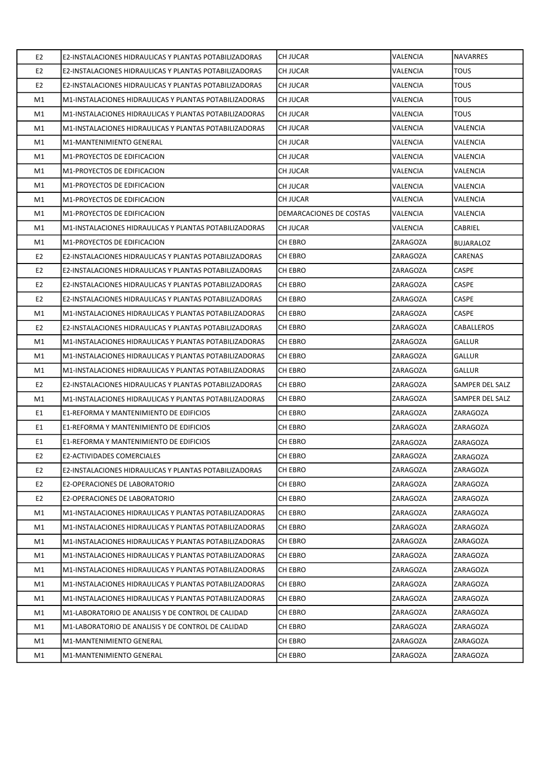| | | | | |
|---|---|---|---|---|
| E2 | E2-INSTALACIONES HIDRAULICAS Y PLANTAS POTABILIZADORAS | CH JUCAR | VALENCIA | NAVARRES |
| E2 | E2-INSTALACIONES HIDRAULICAS Y PLANTAS POTABILIZADORAS | CH JUCAR | VALENCIA | TOUS |
| E2 | E2-INSTALACIONES HIDRAULICAS Y PLANTAS POTABILIZADORAS | CH JUCAR | VALENCIA | TOUS |
| M1 | M1-INSTALACIONES HIDRAULICAS Y PLANTAS POTABILIZADORAS | CH JUCAR | VALENCIA | TOUS |
| M1 | M1-INSTALACIONES HIDRAULICAS Y PLANTAS POTABILIZADORAS | CH JUCAR | VALENCIA | TOUS |
| M1 | M1-INSTALACIONES HIDRAULICAS Y PLANTAS POTABILIZADORAS | CH JUCAR | VALENCIA | VALENCIA |
| M1 | M1-MANTENIMIENTO GENERAL | CH JUCAR | VALENCIA | VALENCIA |
| M1 | M1-PROYECTOS DE EDIFICACION | CH JUCAR | VALENCIA | VALENCIA |
| M1 | M1-PROYECTOS DE EDIFICACION | CH JUCAR | VALENCIA | VALENCIA |
| M1 | M1-PROYECTOS DE EDIFICACION | CH JUCAR | VALENCIA | VALENCIA |
| M1 | M1-PROYECTOS DE EDIFICACION | CH JUCAR | VALENCIA | VALENCIA |
| M1 | M1-PROYECTOS DE EDIFICACION | DEMARCACIONES DE COSTAS | VALENCIA | VALENCIA |
| M1 | M1-INSTALACIONES HIDRAULICAS Y PLANTAS POTABILIZADORAS | CH JUCAR | VALENCIA | CABRIEL |
| M1 | M1-PROYECTOS DE EDIFICACION | CH EBRO | ZARAGOZA | BUJARALOZ |
| E2 | E2-INSTALACIONES HIDRAULICAS Y PLANTAS POTABILIZADORAS | CH EBRO | ZARAGOZA | CARENAS |
| E2 | E2-INSTALACIONES HIDRAULICAS Y PLANTAS POTABILIZADORAS | CH EBRO | ZARAGOZA | CASPE |
| E2 | E2-INSTALACIONES HIDRAULICAS Y PLANTAS POTABILIZADORAS | CH EBRO | ZARAGOZA | CASPE |
| E2 | E2-INSTALACIONES HIDRAULICAS Y PLANTAS POTABILIZADORAS | CH EBRO | ZARAGOZA | CASPE |
| M1 | M1-INSTALACIONES HIDRAULICAS Y PLANTAS POTABILIZADORAS | CH EBRO | ZARAGOZA | CASPE |
| E2 | E2-INSTALACIONES HIDRAULICAS Y PLANTAS POTABILIZADORAS | CH EBRO | ZARAGOZA | CABALLEROS |
| M1 | M1-INSTALACIONES HIDRAULICAS Y PLANTAS POTABILIZADORAS | CH EBRO | ZARAGOZA | GALLUR |
| M1 | M1-INSTALACIONES HIDRAULICAS Y PLANTAS POTABILIZADORAS | CH EBRO | ZARAGOZA | GALLUR |
| M1 | M1-INSTALACIONES HIDRAULICAS Y PLANTAS POTABILIZADORAS | CH EBRO | ZARAGOZA | GALLUR |
| E2 | E2-INSTALACIONES HIDRAULICAS Y PLANTAS POTABILIZADORAS | CH EBRO | ZARAGOZA | SAMPER DEL SALZ |
| M1 | M1-INSTALACIONES HIDRAULICAS Y PLANTAS POTABILIZADORAS | CH EBRO | ZARAGOZA | SAMPER DEL SALZ |
| E1 | E1-REFORMA Y MANTENIMIENTO DE EDIFICIOS | CH EBRO | ZARAGOZA | ZARAGOZA |
| E1 | E1-REFORMA Y MANTENIMIENTO DE EDIFICIOS | CH EBRO | ZARAGOZA | ZARAGOZA |
| E1 | E1-REFORMA Y MANTENIMIENTO DE EDIFICIOS | CH EBRO | ZARAGOZA | ZARAGOZA |
| E2 | E2-ACTIVIDADES COMERCIALES | CH EBRO | ZARAGOZA | ZARAGOZA |
| E2 | E2-INSTALACIONES HIDRAULICAS Y PLANTAS POTABILIZADORAS | CH EBRO | ZARAGOZA | ZARAGOZA |
| E2 | E2-OPERACIONES DE LABORATORIO | CH EBRO | ZARAGOZA | ZARAGOZA |
| E2 | E2-OPERACIONES DE LABORATORIO | CH EBRO | ZARAGOZA | ZARAGOZA |
| M1 | M1-INSTALACIONES HIDRAULICAS Y PLANTAS POTABILIZADORAS | CH EBRO | ZARAGOZA | ZARAGOZA |
| M1 | M1-INSTALACIONES HIDRAULICAS Y PLANTAS POTABILIZADORAS | CH EBRO | ZARAGOZA | ZARAGOZA |
| M1 | M1-INSTALACIONES HIDRAULICAS Y PLANTAS POTABILIZADORAS | CH EBRO | ZARAGOZA | ZARAGOZA |
| M1 | M1-INSTALACIONES HIDRAULICAS Y PLANTAS POTABILIZADORAS | CH EBRO | ZARAGOZA | ZARAGOZA |
| M1 | M1-INSTALACIONES HIDRAULICAS Y PLANTAS POTABILIZADORAS | CH EBRO | ZARAGOZA | ZARAGOZA |
| M1 | M1-INSTALACIONES HIDRAULICAS Y PLANTAS POTABILIZADORAS | CH EBRO | ZARAGOZA | ZARAGOZA |
| M1 | M1-INSTALACIONES HIDRAULICAS Y PLANTAS POTABILIZADORAS | CH EBRO | ZARAGOZA | ZARAGOZA |
| M1 | M1-LABORATORIO DE ANALISIS Y DE CONTROL DE CALIDAD | CH EBRO | ZARAGOZA | ZARAGOZA |
| M1 | M1-LABORATORIO DE ANALISIS Y DE CONTROL DE CALIDAD | CH EBRO | ZARAGOZA | ZARAGOZA |
| M1 | M1-MANTENIMIENTO GENERAL | CH EBRO | ZARAGOZA | ZARAGOZA |
| M1 | M1-MANTENIMIENTO GENERAL | CH EBRO | ZARAGOZA | ZARAGOZA |